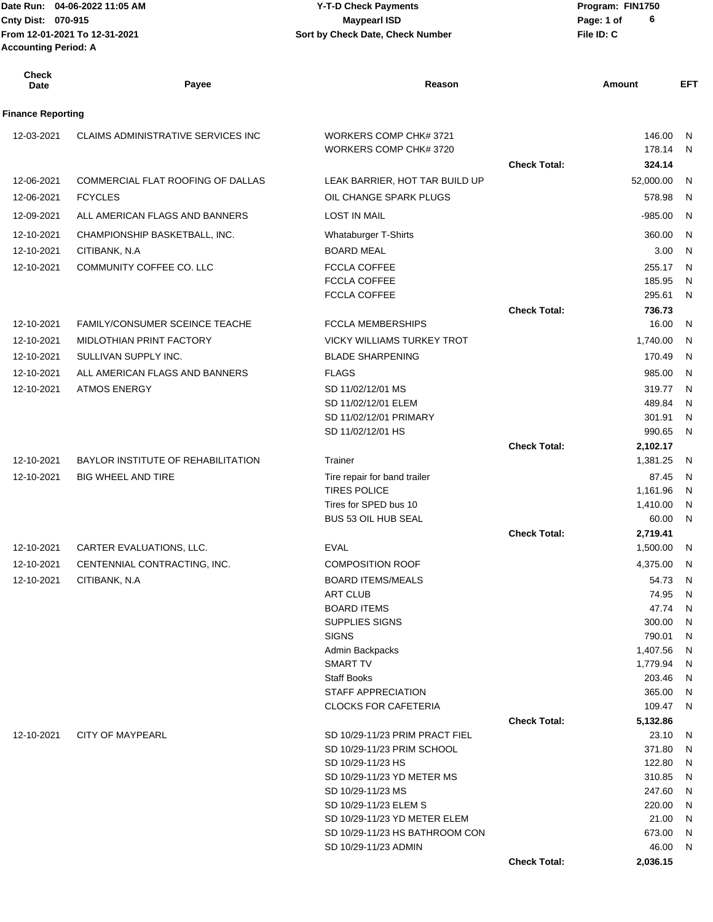Date Run: 04-06-2022 11:05 AM
Cnty Dist: 070-915
From 12-01-2021 To 12-31-2021
Accounting Period: A

**Y-T-D Check Payments**
**Maypearl ISD**
**Sort by Check Date, Check Number**

Program: FIN1750
File ID: C

| Check Date | Payee | Reason | | Amount | EFT |
|---|---|---|---|---|---|
| **Finance Reporting** | | | | | |
| 12-03-2021 | CLAIMS ADMINISTRATIVE SERVICES INC | WORKERS COMP CHK# 3721 | | 146.00 | N |
| | | WORKERS COMP CHK# 3720 | | 178.14 | N |
| | | | **Check Total:** | **324.14** | |
| 12-06-2021 | COMMERCIAL FLAT ROOFING OF DALLAS | LEAK BARRIER, HOT TAR BUILD UP | | 52,000.00 | N |
| 12-06-2021 | FCYCLES | OIL CHANGE SPARK PLUGS | | 578.98 | N |
| 12-09-2021 | ALL AMERICAN FLAGS AND BANNERS | LOST IN MAIL | | -985.00 | N |
| 12-10-2021 | CHAMPIONSHIP BASKETBALL, INC. | Whataburger T-Shirts | | 360.00 | N |
| 12-10-2021 | CITIBANK, N.A | BOARD MEAL | | 3.00 | N |
| 12-10-2021 | COMMUNITY COFFEE CO. LLC | FCCLA COFFEE | | 255.17 | N |
| | | FCCLA COFFEE | | 185.95 | N |
| | | FCCLA COFFEE | | 295.61 | N |
| | | | **Check Total:** | **736.73** | |
| 12-10-2021 | FAMILY/CONSUMER SCEINCE TEACHE | FCCLA MEMBERSHIPS | | 16.00 | N |
| 12-10-2021 | MIDLOTHIAN PRINT FACTORY | VICKY WILLIAMS TURKEY TROT | | 1,740.00 | N |
| 12-10-2021 | SULLIVAN SUPPLY INC. | BLADE SHARPENING | | 170.49 | N |
| 12-10-2021 | ALL AMERICAN FLAGS AND BANNERS | FLAGS | | 985.00 | N |
| 12-10-2021 | ATMOS ENERGY | SD 11/02/12/01 MS | | 319.77 | N |
| | | SD 11/02/12/01 ELEM | | 489.84 | N |
| | | SD 11/02/12/01 PRIMARY | | 301.91 | N |
| | | SD 11/02/12/01 HS | | 990.65 | N |
| | | | **Check Total:** | **2,102.17** | |
| 12-10-2021 | BAYLOR INSTITUTE OF REHABILITATION | Trainer | | 1,381.25 | N |
| 12-10-2021 | BIG WHEEL AND TIRE | Tire repair for band trailer | | 87.45 | N |
| | | TIRES POLICE | | 1,161.96 | N |
| | | Tires for SPED bus 10 | | 1,410.00 | N |
| | | BUS 53 OIL HUB SEAL | | 60.00 | N |
| | | | **Check Total:** | **2,719.41** | |
| 12-10-2021 | CARTER EVALUATIONS, LLC. | EVAL | | 1,500.00 | N |
| 12-10-2021 | CENTENNIAL CONTRACTING, INC. | COMPOSITION ROOF | | 4,375.00 | N |
| 12-10-2021 | CITIBANK, N.A | BOARD ITEMS/MEALS | | 54.73 | N |
| | | ART CLUB | | 74.95 | N |
| | | BOARD ITEMS | | 47.74 | N |
| | | SUPPLIES SIGNS | | 300.00 | N |
| | | SIGNS | | 790.01 | N |
| | | Admin Backpacks | | 1,407.56 | N |
| | | SMART TV | | 1,779.94 | N |
| | | Staff Books | | 203.46 | N |
| | | STAFF APPRECIATION | | 365.00 | N |
| | | CLOCKS FOR CAFETERIA | | 109.47 | N |
| | | | **Check Total:** | **5,132.86** | |
| 12-10-2021 | CITY OF MAYPEARL | SD 10/29-11/23 PRIM PRACT FIEL | | 23.10 | N |
| | | SD 10/29-11/23 PRIM SCHOOL | | 371.80 | N |
| | | SD 10/29-11/23 HS | | 122.80 | N |
| | | SD 10/29-11/23 YD METER MS | | 310.85 | N |
| | | SD 10/29-11/23 MS | | 247.60 | N |
| | | SD 10/29-11/23 ELEM S | | 220.00 | N |
| | | SD 10/29-11/23 YD METER ELEM | | 21.00 | N |
| | | SD 10/29-11/23 HS BATHROOM CON | | 673.00 | N |
| | | SD 10/29-11/23 ADMIN | | 46.00 | N |
| | | | **Check Total:** | **2,036.15** | |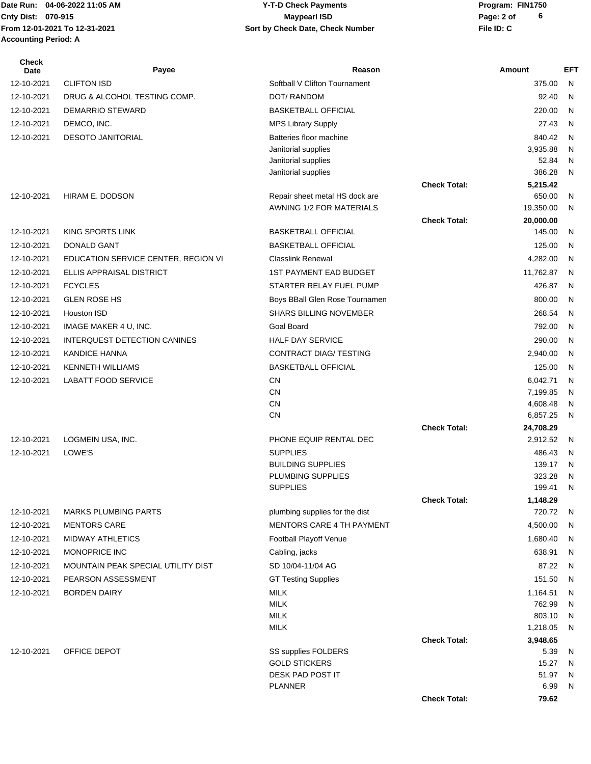Date Run: 04-06-2022 11:05 AM
Cnty Dist: 070-915
From 12-01-2021 To 12-31-2021
Accounting Period: A

**Y-T-D Check Payments**
**Maypearl ISD**
**Sort by Check Date, Check Number**

Program: FIN1750
File ID: C

| Check Date | Payee | Reason | | Amount | EFT |
|---|---|---|---|---|---|
| 12-10-2021 | CLIFTON ISD | Softball V Clifton Tournament | | 375.00 | N |
| 12-10-2021 | DRUG & ALCOHOL TESTING COMP. | DOT/ RANDOM | | 92.40 | N |
| 12-10-2021 | DEMARRIO STEWARD | BASKETBALL OFFICIAL | | 220.00 | N |
| 12-10-2021 | DEMCO, INC. | MPS Library Supply | | 27.43 | N |
| 12-10-2021 | DESOTO JANITORIAL | Batteries floor machine | | 840.42 | N |
| | | Janitorial supplies | | 3,935.88 | N |
| | | Janitorial supplies | | 52.84 | N |
| | | Janitorial supplies | | 386.28 | N |
| | | | **Check Total:** | **5,215.42** | |
| 12-10-2021 | HIRAM E. DODSON | Repair sheet metal HS dock are | | 650.00 | N |
| | | AWNING 1/2 FOR MATERIALS | | 19,350.00 | N |
| | | | **Check Total:** | **20,000.00** | |
| 12-10-2021 | KING SPORTS LINK | BASKETBALL OFFICIAL | | 145.00 | N |
| 12-10-2021 | DONALD GANT | BASKETBALL OFFICIAL | | 125.00 | N |
| 12-10-2021 | EDUCATION SERVICE CENTER, REGION VI | Classlink Renewal | | 4,282.00 | N |
| 12-10-2021 | ELLIS APPRAISAL DISTRICT | 1ST PAYMENT EAD BUDGET | | 11,762.87 | N |
| 12-10-2021 | FCYCLES | STARTER RELAY FUEL PUMP | | 426.87 | N |
| 12-10-2021 | GLEN ROSE HS | Boys BBall Glen Rose Tournamen | | 800.00 | N |
| 12-10-2021 | Houston ISD | SHARS BILLING NOVEMBER | | 268.54 | N |
| 12-10-2021 | IMAGE MAKER 4 U, INC. | Goal Board | | 792.00 | N |
| 12-10-2021 | INTERQUEST DETECTION CANINES | HALF DAY SERVICE | | 290.00 | N |
| 12-10-2021 | KANDICE HANNA | CONTRACT DIAG/ TESTING | | 2,940.00 | N |
| 12-10-2021 | KENNETH WILLIAMS | BASKETBALL OFFICIAL | | 125.00 | N |
| 12-10-2021 | LABATT FOOD SERVICE | CN | | 6,042.71 | N |
| | | CN | | 7,199.85 | N |
| | | CN | | 4,608.48 | N |
| | | CN | | 6,857.25 | N |
| | | | **Check Total:** | **24,708.29** | |
| 12-10-2021 | LOGMEIN USA, INC. | PHONE EQUIP RENTAL DEC | | 2,912.52 | N |
| 12-10-2021 | LOWE'S | SUPPLIES | | 486.43 | N |
| | | BUILDING SUPPLIES | | 139.17 | N |
| | | PLUMBING SUPPLIES | | 323.28 | N |
| | | SUPPLIES | | 199.41 | N |
| | | | **Check Total:** | **1,148.29** | |
| 12-10-2021 | MARKS PLUMBING PARTS | plumbing supplies for the dist | | 720.72 | N |
| 12-10-2021 | MENTORS CARE | MENTORS CARE 4 TH PAYMENT | | 4,500.00 | N |
| 12-10-2021 | MIDWAY ATHLETICS | Football Playoff Venue | | 1,680.40 | N |
| 12-10-2021 | MONOPRICE INC | Cabling, jacks | | 638.91 | N |
| 12-10-2021 | MOUNTAIN PEAK SPECIAL UTILITY DIST | SD 10/04-11/04 AG | | 87.22 | N |
| 12-10-2021 | PEARSON ASSESSMENT | GT Testing Supplies | | 151.50 | N |
| 12-10-2021 | BORDEN DAIRY | MILK | | 1,164.51 | N |
| | | MILK | | 762.99 | N |
| | | MILK | | 803.10 | N |
| | | MILK | | 1,218.05 | N |
| | | | **Check Total:** | **3,948.65** | |
| 12-10-2021 | OFFICE DEPOT | SS supplies FOLDERS | | 5.39 | N |
| | | GOLD STICKERS | | 15.27 | N |
| | | DESK PAD POST IT | | 51.97 | N |
| | | PLANNER | | 6.99 | N |
| | | | **Check Total:** | **79.62** | |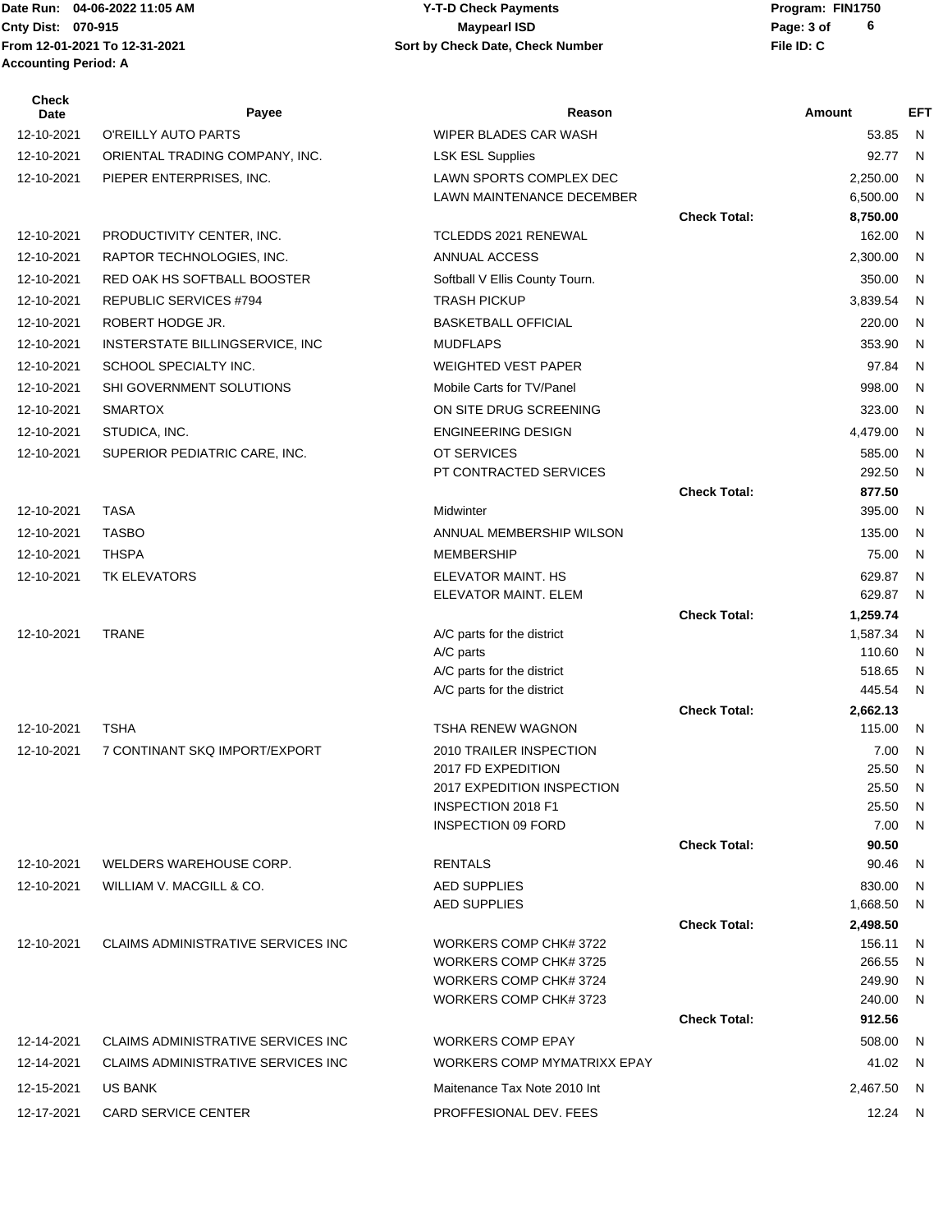Date Run: 04-06-2022 11:05 AM
Cnty Dist: 070-915
From 12-01-2021 To 12-31-2021
Accounting Period: A

**Y-T-D Check Payments**
**Maypearl ISD**
**Sort by Check Date, Check Number**

Program: FIN1750
File ID: C

| Check Date | Payee | Reason | | Amount | EFT |
|---|---|---|---|---|---|
| 12-10-2021 | O'REILLY AUTO PARTS | WIPER BLADES CAR WASH | | 53.85 | N |
| 12-10-2021 | ORIENTAL TRADING COMPANY, INC. | LSK ESL Supplies | | 92.77 | N |
| 12-10-2021 | PIEPER ENTERPRISES, INC. | LAWN SPORTS COMPLEX DEC | | 2,250.00 | N |
| | | LAWN MAINTENANCE DECEMBER | | 6,500.00 | N |
| | | | **Check Total:** | **8,750.00** | |
| 12-10-2021 | PRODUCTIVITY CENTER, INC. | TCLEDDS 2021 RENEWAL | | 162.00 | N |
| 12-10-2021 | RAPTOR TECHNOLOGIES, INC. | ANNUAL ACCESS | | 2,300.00 | N |
| 12-10-2021 | RED OAK HS SOFTBALL BOOSTER | Softball V Ellis County Tourn. | | 350.00 | N |
| 12-10-2021 | REPUBLIC SERVICES #794 | TRASH PICKUP | | 3,839.54 | N |
| 12-10-2021 | ROBERT HODGE JR. | BASKETBALL OFFICIAL | | 220.00 | N |
| 12-10-2021 | INSTERSTATE BILLINGSERVICE, INC | MUDFLAPS | | 353.90 | N |
| 12-10-2021 | SCHOOL SPECIALTY INC. | WEIGHTED VEST PAPER | | 97.84 | N |
| 12-10-2021 | SHI GOVERNMENT SOLUTIONS | Mobile Carts for TV/Panel | | 998.00 | N |
| 12-10-2021 | SMARTOX | ON SITE DRUG SCREENING | | 323.00 | N |
| 12-10-2021 | STUDICA, INC. | ENGINEERING DESIGN | | 4,479.00 | N |
| 12-10-2021 | SUPERIOR PEDIATRIC CARE, INC. | OT SERVICES | | 585.00 | N |
| | | PT CONTRACTED SERVICES | | 292.50 | N |
| | | | **Check Total:** | **877.50** | |
| 12-10-2021 | TASA | Midwinter | | 395.00 | N |
| 12-10-2021 | TASBO | ANNUAL MEMBERSHIP WILSON | | 135.00 | N |
| 12-10-2021 | THSPA | MEMBERSHIP | | 75.00 | N |
| 12-10-2021 | TK ELEVATORS | ELEVATOR MAINT. HS | | 629.87 | N |
| | | ELEVATOR MAINT. ELEM | | 629.87 | N |
| | | | **Check Total:** | **1,259.74** | |
| 12-10-2021 | TRANE | A/C parts for the district | | 1,587.34 | N |
| | | A/C parts | | 110.60 | N |
| | | A/C parts for the district | | 518.65 | N |
| | | A/C parts for the district | | 445.54 | N |
| | | | **Check Total:** | **2,662.13** | |
| 12-10-2021 | TSHA | TSHA RENEW WAGNON | | 115.00 | N |
| 12-10-2021 | 7 CONTINANT SKQ IMPORT/EXPORT | 2010 TRAILER INSPECTION | | 7.00 | N |
| | | 2017 FD EXPEDITION | | 25.50 | N |
| | | 2017 EXPEDITION INSPECTION | | 25.50 | N |
| | | INSPECTION 2018 F1 | | 25.50 | N |
| | | INSPECTION 09 FORD | | 7.00 | N |
| | | | **Check Total:** | **90.50** | |
| 12-10-2021 | WELDERS WAREHOUSE CORP. | RENTALS | | 90.46 | N |
| 12-10-2021 | WILLIAM V. MACGILL & CO. | AED SUPPLIES | | 830.00 | N |
| | | AED SUPPLIES | | 1,668.50 | N |
| | | | **Check Total:** | **2,498.50** | |
| 12-10-2021 | CLAIMS ADMINISTRATIVE SERVICES INC | WORKERS COMP CHK# 3722 | | 156.11 | N |
| | | WORKERS COMP CHK# 3725 | | 266.55 | N |
| | | WORKERS COMP CHK# 3724 | | 249.90 | N |
| | | WORKERS COMP CHK# 3723 | | 240.00 | N |
| | | | **Check Total:** | **912.56** | |
| 12-14-2021 | CLAIMS ADMINISTRATIVE SERVICES INC | WORKERS COMP EPAY | | 508.00 | N |
| 12-14-2021 | CLAIMS ADMINISTRATIVE SERVICES INC | WORKERS COMP MYMATRIXX EPAY | | 41.02 | N |
| 12-15-2021 | US BANK | Maitenance Tax Note 2010 Int | | 2,467.50 | N |
| 12-17-2021 | CARD SERVICE CENTER | PROFFESIONAL DEV. FEES | | 12.24 | N |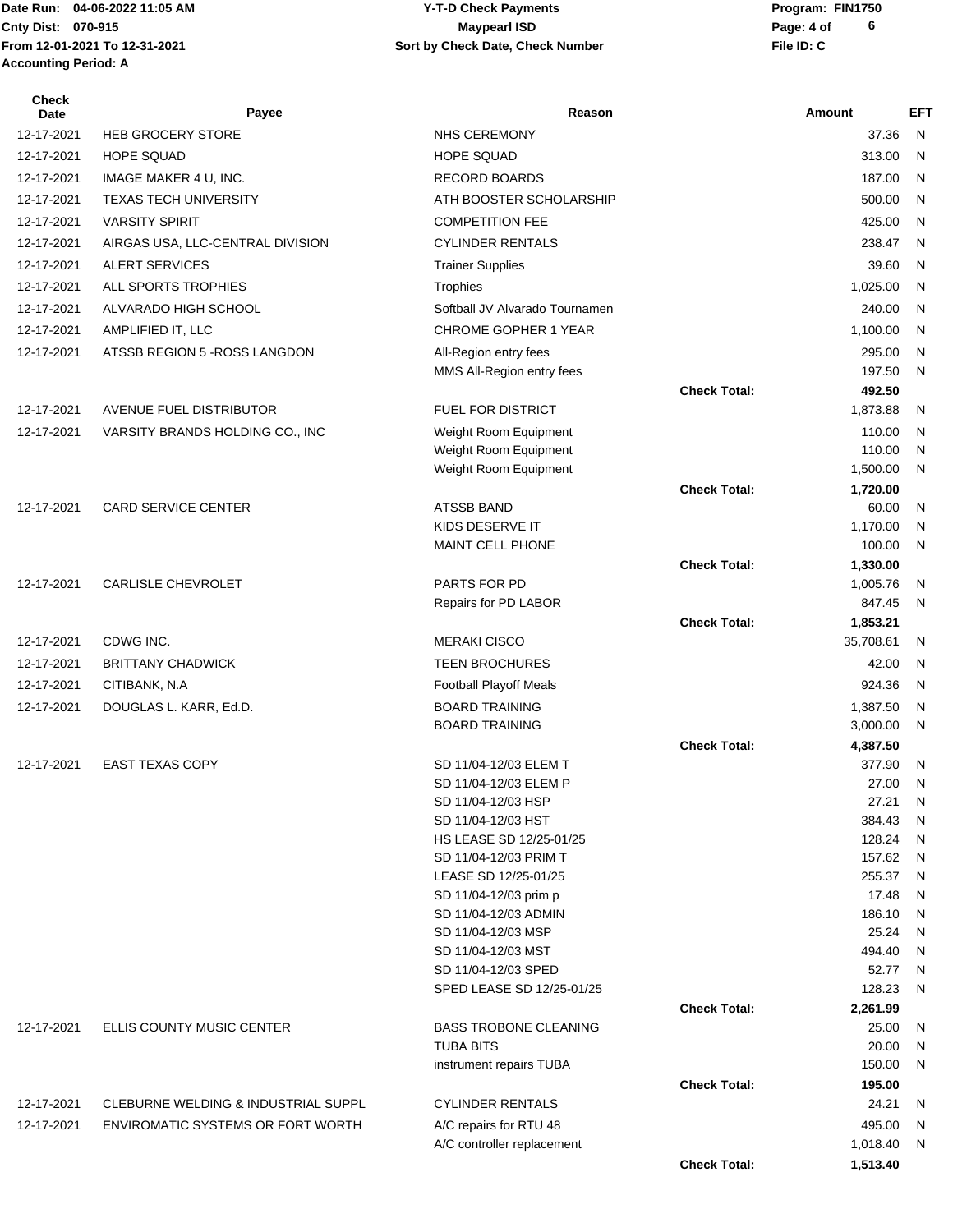Date Run: 04-06-2022 11:05 AM
Cnty Dist: 070-915
From 12-01-2021 To 12-31-2021
Accounting Period: A

**Y-T-D Check Payments**
**Maypearl ISD**
**Sort by Check Date, Check Number**

Program: FIN1750
File ID: C

| Check Date | Payee | Reason | | Amount | EFT |
|---|---|---|---|---|---|
| 12-17-2021 | HEB GROCERY STORE | NHS CEREMONY | | 37.36 | N |
| 12-17-2021 | HOPE SQUAD | HOPE SQUAD | | 313.00 | N |
| 12-17-2021 | IMAGE MAKER 4 U, INC. | RECORD BOARDS | | 187.00 | N |
| 12-17-2021 | TEXAS TECH UNIVERSITY | ATH BOOSTER SCHOLARSHIP | | 500.00 | N |
| 12-17-2021 | VARSITY SPIRIT | COMPETITION FEE | | 425.00 | N |
| 12-17-2021 | AIRGAS USA, LLC-CENTRAL DIVISION | CYLINDER RENTALS | | 238.47 | N |
| 12-17-2021 | ALERT SERVICES | Trainer Supplies | | 39.60 | N |
| 12-17-2021 | ALL SPORTS TROPHIES | Trophies | | 1,025.00 | N |
| 12-17-2021 | ALVARADO HIGH SCHOOL | Softball JV Alvarado Tournamen | | 240.00 | N |
| 12-17-2021 | AMPLIFIED IT, LLC | CHROME GOPHER 1 YEAR | | 1,100.00 | N |
| 12-17-2021 | ATSSB REGION 5 -ROSS LANGDON | All-Region entry fees | | 295.00 | N |
| | | MMS All-Region entry fees | | 197.50 | N |
| | | | **Check Total:** | **492.50** | |
| 12-17-2021 | AVENUE FUEL DISTRIBUTOR | FUEL FOR DISTRICT | | 1,873.88 | N |
| 12-17-2021 | VARSITY BRANDS HOLDING CO., INC | Weight Room Equipment | | 110.00 | N |
| | | Weight Room Equipment | | 110.00 | N |
| | | Weight Room Equipment | | 1,500.00 | N |
| | | | **Check Total:** | **1,720.00** | |
| 12-17-2021 | CARD SERVICE CENTER | ATSSB BAND | | 60.00 | N |
| | | KIDS DESERVE IT | | 1,170.00 | N |
| | | MAINT CELL PHONE | | 100.00 | N |
| | | | **Check Total:** | **1,330.00** | |
| 12-17-2021 | CARLISLE CHEVROLET | PARTS FOR PD | | 1,005.76 | N |
| | | Repairs for PD LABOR | | 847.45 | N |
| | | | **Check Total:** | **1,853.21** | |
| 12-17-2021 | CDWG INC. | MERAKI CISCO | | 35,708.61 | N |
| 12-17-2021 | BRITTANY CHADWICK | TEEN BROCHURES | | 42.00 | N |
| 12-17-2021 | CITIBANK, N.A | Football Playoff Meals | | 924.36 | N |
| 12-17-2021 | DOUGLAS L. KARR, Ed.D. | BOARD TRAINING | | 1,387.50 | N |
| | | BOARD TRAINING | | 3,000.00 | N |
| | | | **Check Total:** | **4,387.50** | |
| 12-17-2021 | EAST TEXAS COPY | SD 11/04-12/03 ELEM T | | 377.90 | N |
| | | SD 11/04-12/03 ELEM P | | 27.00 | N |
| | | SD 11/04-12/03 HSP | | 27.21 | N |
| | | SD 11/04-12/03 HST | | 384.43 | N |
| | | HS LEASE SD 12/25-01/25 | | 128.24 | N |
| | | SD 11/04-12/03 PRIM T | | 157.62 | N |
| | | LEASE SD 12/25-01/25 | | 255.37 | N |
| | | SD 11/04-12/03 prim p | | 17.48 | N |
| | | SD 11/04-12/03 ADMIN | | 186.10 | N |
| | | SD 11/04-12/03 MSP | | 25.24 | N |
| | | SD 11/04-12/03 MST | | 494.40 | N |
| | | SD 11/04-12/03 SPED | | 52.77 | N |
| | | SPED LEASE SD 12/25-01/25 | | 128.23 | N |
| | | | **Check Total:** | **2,261.99** | |
| 12-17-2021 | ELLIS COUNTY MUSIC CENTER | BASS TROBONE CLEANING | | 25.00 | N |
| | | TUBA BITS | | 20.00 | N |
| | | instrument repairs TUBA | | 150.00 | N |
| | | | **Check Total:** | **195.00** | |
| 12-17-2021 | CLEBURNE WELDING & INDUSTRIAL SUPPL | CYLINDER RENTALS | | 24.21 | N |
| 12-17-2021 | ENVIROMATIC SYSTEMS OR FORT WORTH | A/C repairs for RTU 48 | | 495.00 | N |
| | | A/C controller replacement | | 1,018.40 | N |
| | | | **Check Total:** | **1,513.40** | |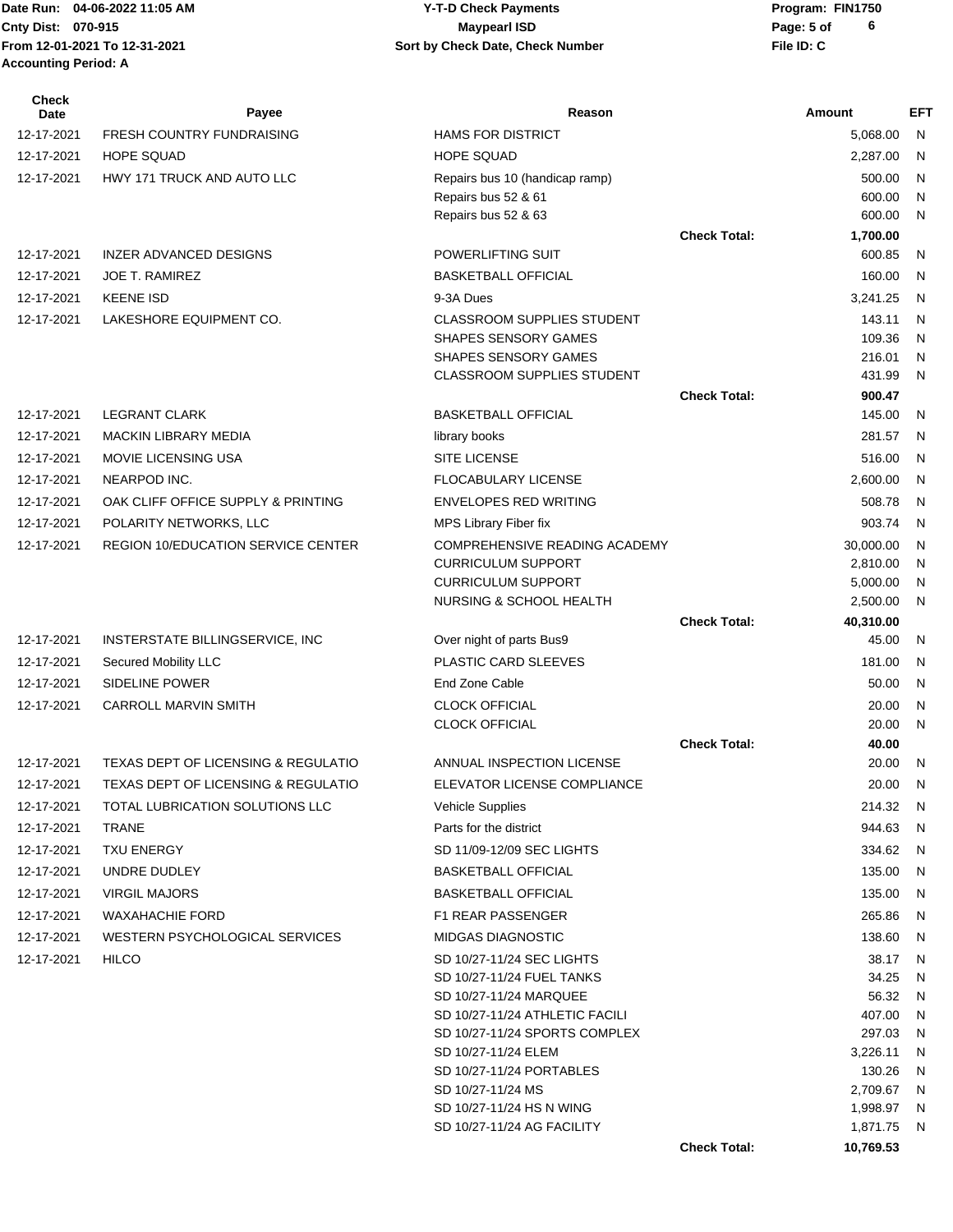Date Run: 04-06-2022 11:05 AM
Cnty Dist: 070-915
From 12-01-2021 To 12-31-2021
Accounting Period: A

# Y-T-D Check Payments
## Maypearl ISD
### Sort by Check Date, Check Number

Program: FIN1750
File ID: C

| Check Date | Payee | Reason | | Amount | EFT |
|---|---|---|---|---|---|
| 12-17-2021 | FRESH COUNTRY FUNDRAISING | HAMS FOR DISTRICT | | 5,068.00 | N |
| 12-17-2021 | HOPE SQUAD | HOPE SQUAD | | 2,287.00 | N |
| 12-17-2021 | HWY 171 TRUCK AND AUTO LLC | Repairs bus 10 (handicap ramp) | | 500.00 | N |
| | | Repairs bus 52 & 61 | | 600.00 | N |
| | | Repairs bus 52 & 63 | | 600.00 | N |
| | | | **Check Total:** | **1,700.00** | |
| 12-17-2021 | INZER ADVANCED DESIGNS | POWERLIFTING SUIT | | 600.85 | N |
| 12-17-2021 | JOE T. RAMIREZ | BASKETBALL OFFICIAL | | 160.00 | N |
| 12-17-2021 | KEENE ISD | 9-3A Dues | | 3,241.25 | N |
| 12-17-2021 | LAKESHORE EQUIPMENT CO. | CLASSROOM SUPPLIES STUDENT | | 143.11 | N |
| | | SHAPES SENSORY GAMES | | 109.36 | N |
| | | SHAPES SENSORY GAMES | | 216.01 | N |
| | | CLASSROOM SUPPLIES STUDENT | | 431.99 | N |
| | | | **Check Total:** | **900.47** | |
| 12-17-2021 | LEGRANT CLARK | BASKETBALL OFFICIAL | | 145.00 | N |
| 12-17-2021 | MACKIN LIBRARY MEDIA | library books | | 281.57 | N |
| 12-17-2021 | MOVIE LICENSING USA | SITE LICENSE | | 516.00 | N |
| 12-17-2021 | NEARPOD INC. | FLOCABULARY LICENSE | | 2,600.00 | N |
| 12-17-2021 | OAK CLIFF OFFICE SUPPLY & PRINTING | ENVELOPES RED WRITING | | 508.78 | N |
| 12-17-2021 | POLARITY NETWORKS, LLC | MPS Library Fiber fix | | 903.74 | N |
| 12-17-2021 | REGION 10/EDUCATION SERVICE CENTER | COMPREHENSIVE READING ACADEMY | | 30,000.00 | N |
| | | CURRICULUM SUPPORT | | 2,810.00 | N |
| | | CURRICULUM SUPPORT | | 5,000.00 | N |
| | | NURSING & SCHOOL HEALTH | | 2,500.00 | N |
| | | | **Check Total:** | **40,310.00** | |
| 12-17-2021 | INTERSTATE BILLINGSERVICE, INC | Over night of parts Bus9 | | 45.00 | N |
| 12-17-2021 | Secured Mobility LLC | PLASTIC CARD SLEEVES | | 181.00 | N |
| 12-17-2021 | SIDELINE POWER | End Zone Cable | | 50.00 | N |
| 12-17-2021 | CARROLL MARVIN SMITH | CLOCK OFFICIAL | | 20.00 | N |
| | | CLOCK OFFICIAL | | 20.00 | N |
| | | | **Check Total:** | **40.00** | |
| 12-17-2021 | TEXAS DEPT OF LICENSING & REGULATIO | ANNUAL INSPECTION LICENSE | | 20.00 | N |
| 12-17-2021 | TEXAS DEPT OF LICENSING & REGULATIO | ELEVATOR LICENSE COMPLIANCE | | 20.00 | N |
| 12-17-2021 | TOTAL LUBRICATION SOLUTIONS LLC | Vehicle Supplies | | 214.32 | N |
| 12-17-2021 | TRANE | Parts for the district | | 944.63 | N |
| 12-17-2021 | TXU ENERGY | SD 11/09-12/09 SEC LIGHTS | | 334.62 | N |
| 12-17-2021 | UNDRE DUDLEY | BASKETBALL OFFICIAL | | 135.00 | N |
| 12-17-2021 | VIRGIL MAJORS | BASKETBALL OFFICIAL | | 135.00 | N |
| 12-17-2021 | WAXAHACHIE FORD | F1 REAR PASSENGER | | 265.86 | N |
| 12-17-2021 | WESTERN PSYCHOLOGICAL SERVICES | MIDGAS DIAGNOSTIC | | 138.60 | N |
| 12-17-2021 | HILCO | SD 10/27-11/24 SEC LIGHTS | | 38.17 | N |
| | | SD 10/27-11/24 FUEL TANKS | | 34.25 | N |
| | | SD 10/27-11/24 MARQUEE | | 56.32 | N |
| | | SD 10/27-11/24 ATHLETIC FACILI | | 407.00 | N |
| | | SD 10/27-11/24 SPORTS COMPLEX | | 297.03 | N |
| | | SD 10/27-11/24 ELEM | | 3,226.11 | N |
| | | SD 10/27-11/24 PORTABLES | | 130.26 | N |
| | | SD 10/27-11/24 MS | | 2,709.67 | N |
| | | SD 10/27-11/24 HS N WING | | 1,998.97 | N |
| | | SD 10/27-11/24 AG FACILITY | | 1,871.75 | N |
| | | | **Check Total:** | **10,769.53** | |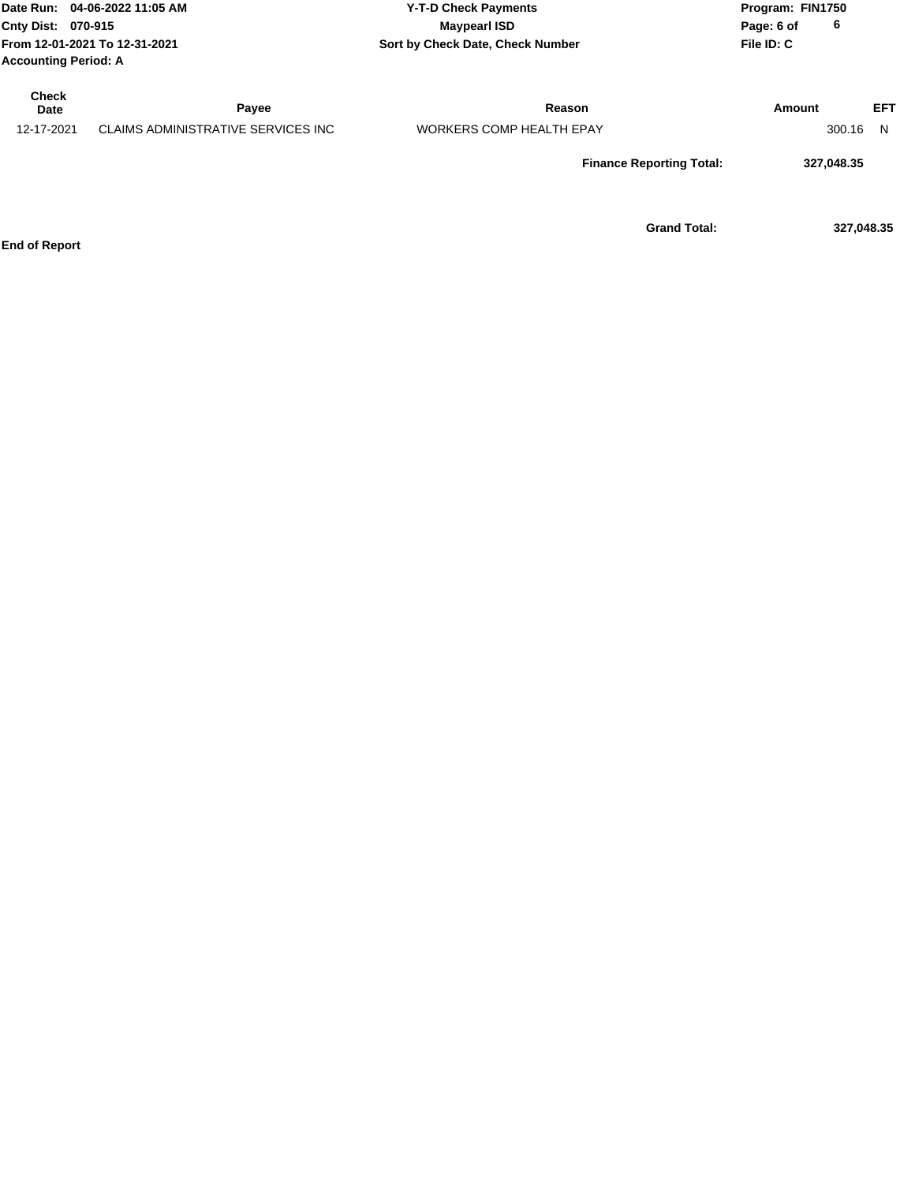| Check Date | Payee | Reason | Amount | EFT |
| --- | --- | --- | --- | --- |
| 12-17-2021 | CLAIMS ADMINISTRATIVE SERVICES INC | WORKERS COMP HEALTH EPAY | 300.16 | N |
| | | **Finance Reporting Total:** | **327,048.35** | |
| | | **Grand Total:** | **327,048.35** | |

**End of Report**